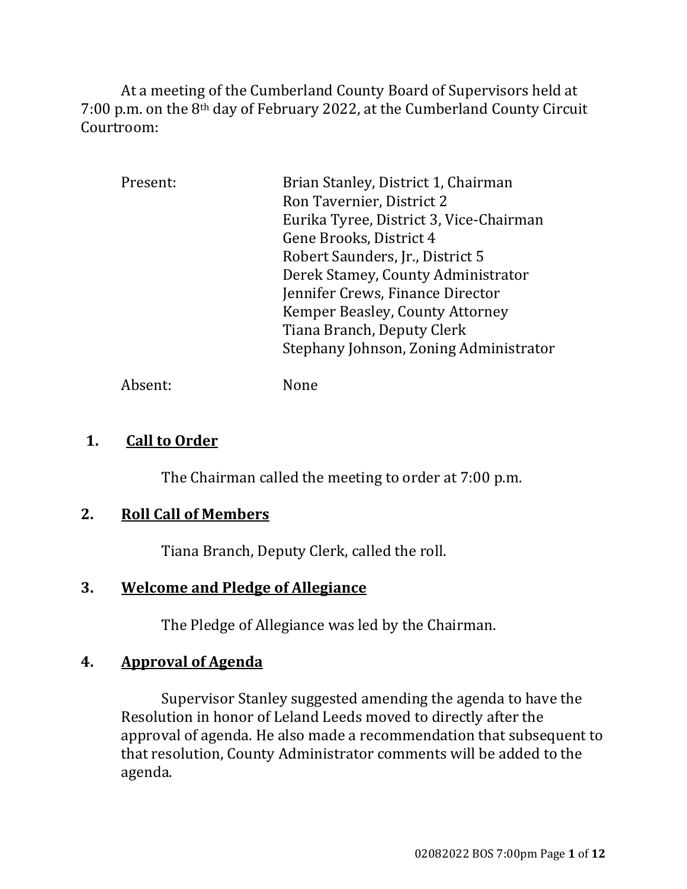At a meeting of the Cumberland County Board of Supervisors held at 7:00 p.m. on the 8th day of February 2022, at the Cumberland County Circuit Courtroom:

| | |
|---|---|
| Present: | Brian Stanley, District 1, Chairman |
| | Ron Tavernier, District 2 |
| | Eurika Tyree, District 3, Vice-Chairman |
| | Gene Brooks, District 4 |
| | Robert Saunders, Jr., District 5 |
| | Derek Stamey, County Administrator |
| | Jennifer Crews, Finance Director |
| | Kemper Beasley, County Attorney |
| | Tiana Branch, Deputy Clerk |
| | Stephany Johnson, Zoning Administrator |
| Absent: | None |

## 1. Call to Order

The Chairman called the meeting to order at 7:00 p.m.

## 2. Roll Call of Members

Tiana Branch, Deputy Clerk, called the roll.

## 3. Welcome and Pledge of Allegiance

The Pledge of Allegiance was led by the Chairman.

## 4. Approval of Agenda

Supervisor Stanley suggested amending the agenda to have the Resolution in honor of Leland Leeds moved to directly after the approval of agenda. He also made a recommendation that subsequent to that resolution, County Administrator comments will be added to the agenda.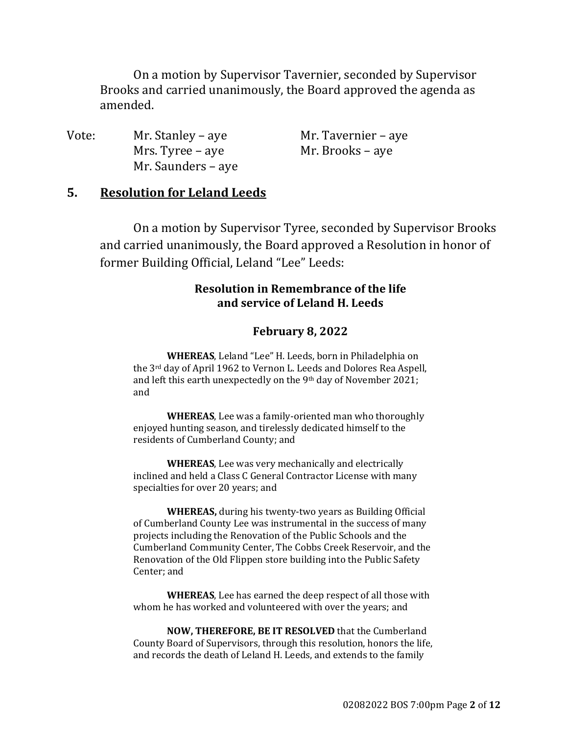On a motion by Supervisor Tavernier, seconded by Supervisor Brooks and carried unanimously, the Board approved the agenda as amended.

| Vote: | | |
|---|---|---|
| | Mr. Stanley – aye | Mr. Tavernier – aye |
| | Mrs. Tyree – aye | Mr. Brooks – aye |
| | Mr. Saunders – aye | |

## 5. Resolution for Leland Leeds

On a motion by Supervisor Tyree, seconded by Supervisor Brooks and carried unanimously, the Board approved a Resolution in honor of former Building Official, Leland "Lee" Leeds:

**Resolution in Remembrance of the life and service of Leland H. Leeds**

**February 8, 2022**

**WHEREAS**, Leland "Lee" H. Leeds, born in Philadelphia on the 3rd day of April 1962 to Vernon L. Leeds and Dolores Rea Aspell, and left this earth unexpectedly on the 9th day of November 2021; and

**WHEREAS**, Lee was a family-oriented man who thoroughly enjoyed hunting season, and tirelessly dedicated himself to the residents of Cumberland County; and

**WHEREAS**, Lee was very mechanically and electrically inclined and held a Class C General Contractor License with many specialties for over 20 years; and

**WHEREAS,** during his twenty-two years as Building Official of Cumberland County Lee was instrumental in the success of many projects including the Renovation of the Public Schools and the Cumberland Community Center, The Cobbs Creek Reservoir, and the Renovation of the Old Flippen store building into the Public Safety Center; and

**WHEREAS**, Lee has earned the deep respect of all those with whom he has worked and volunteered with over the years; and

**NOW, THEREFORE, BE IT RESOLVED** that the Cumberland County Board of Supervisors, through this resolution, honors the life, and records the death of Leland H. Leeds, and extends to the family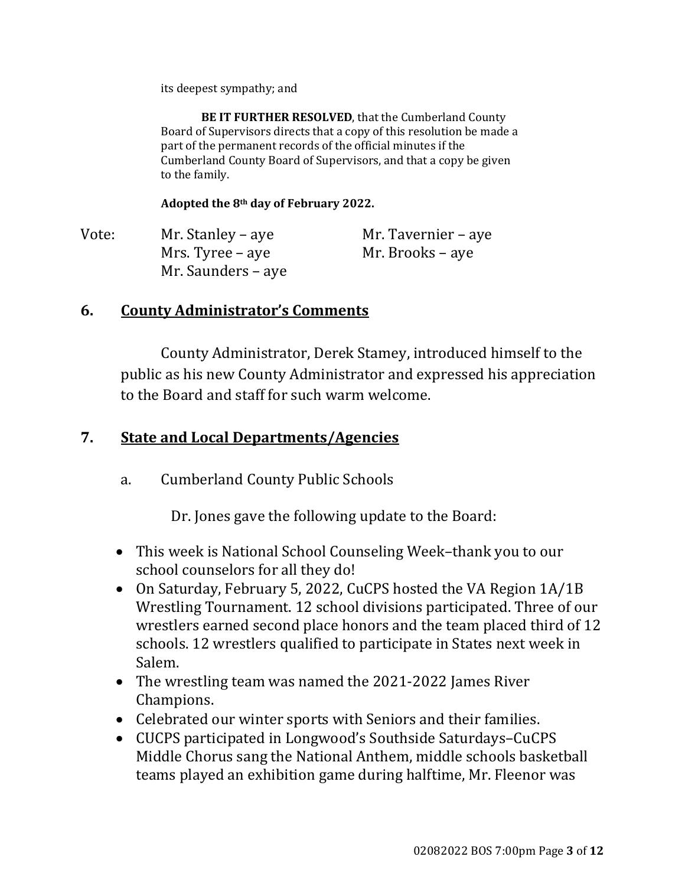its deepest sympathy; and

**BE IT FURTHER RESOLVED**, that the Cumberland County Board of Supervisors directs that a copy of this resolution be made a part of the permanent records of the official minutes if the Cumberland County Board of Supervisors, and that a copy be given to the family.

**Adopted the 8th day of February 2022.**

Vote: Mr. Stanley – aye  
Mrs. Tyree – aye  
Mr. Saunders – aye  
Mr. Tavernier – aye  
Mr. Brooks – aye

## 6. County Administrator's Comments

County Administrator, Derek Stamey, introduced himself to the public as his new County Administrator and expressed his appreciation to the Board and staff for such warm welcome.

## 7. State and Local Departments/Agencies

a. Cumberland County Public Schools

Dr. Jones gave the following update to the Board:

- This week is National School Counseling Week–thank you to our school counselors for all they do!
- On Saturday, February 5, 2022, CuCPS hosted the VA Region 1A/1B Wrestling Tournament. 12 school divisions participated. Three of our wrestlers earned second place honors and the team placed third of 12 schools. 12 wrestlers qualified to participate in States next week in Salem.
- The wrestling team was named the 2021-2022 James River Champions.
- Celebrated our winter sports with Seniors and their families.
- CUCPS participated in Longwood's Southside Saturdays–CuCPS Middle Chorus sang the National Anthem, middle schools basketball teams played an exhibition game during halftime, Mr. Fleenor was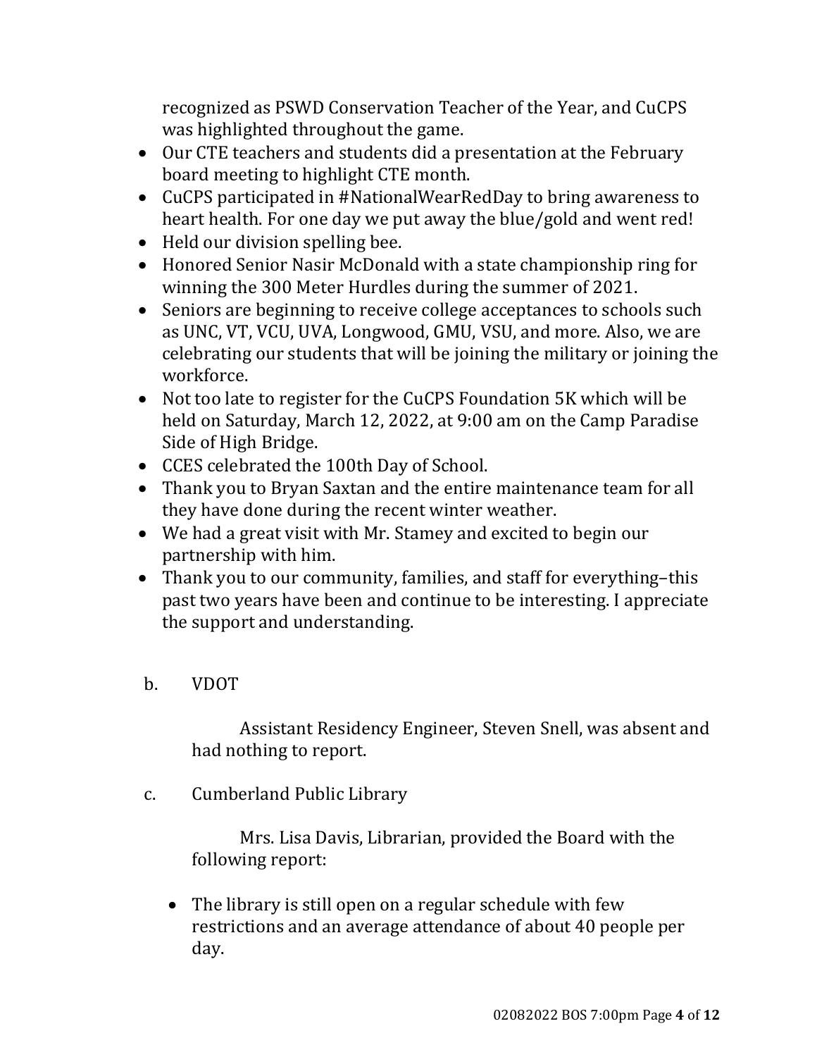recognized as PSWD Conservation Teacher of the Year, and CuCPS was highlighted throughout the game.

- Our CTE teachers and students did a presentation at the February board meeting to highlight CTE month.
- CuCPS participated in #NationalWearRedDay to bring awareness to heart health. For one day we put away the blue/gold and went red!
- Held our division spelling bee.
- Honored Senior Nasir McDonald with a state championship ring for winning the 300 Meter Hurdles during the summer of 2021.
- Seniors are beginning to receive college acceptances to schools such as UNC, VT, VCU, UVA, Longwood, GMU, VSU, and more. Also, we are celebrating our students that will be joining the military or joining the workforce.
- Not too late to register for the CuCPS Foundation 5K which will be held on Saturday, March 12, 2022, at 9:00 am on the Camp Paradise Side of High Bridge.
- CCES celebrated the 100th Day of School.
- Thank you to Bryan Saxtan and the entire maintenance team for all they have done during the recent winter weather.
- We had a great visit with Mr. Stamey and excited to begin our partnership with him.
- Thank you to our community, families, and staff for everything–this past two years have been and continue to be interesting. I appreciate the support and understanding.

b. VDOT

Assistant Residency Engineer, Steven Snell, was absent and had nothing to report.

c. Cumberland Public Library

Mrs. Lisa Davis, Librarian, provided the Board with the following report:

- The library is still open on a regular schedule with few restrictions and an average attendance of about 40 people per day.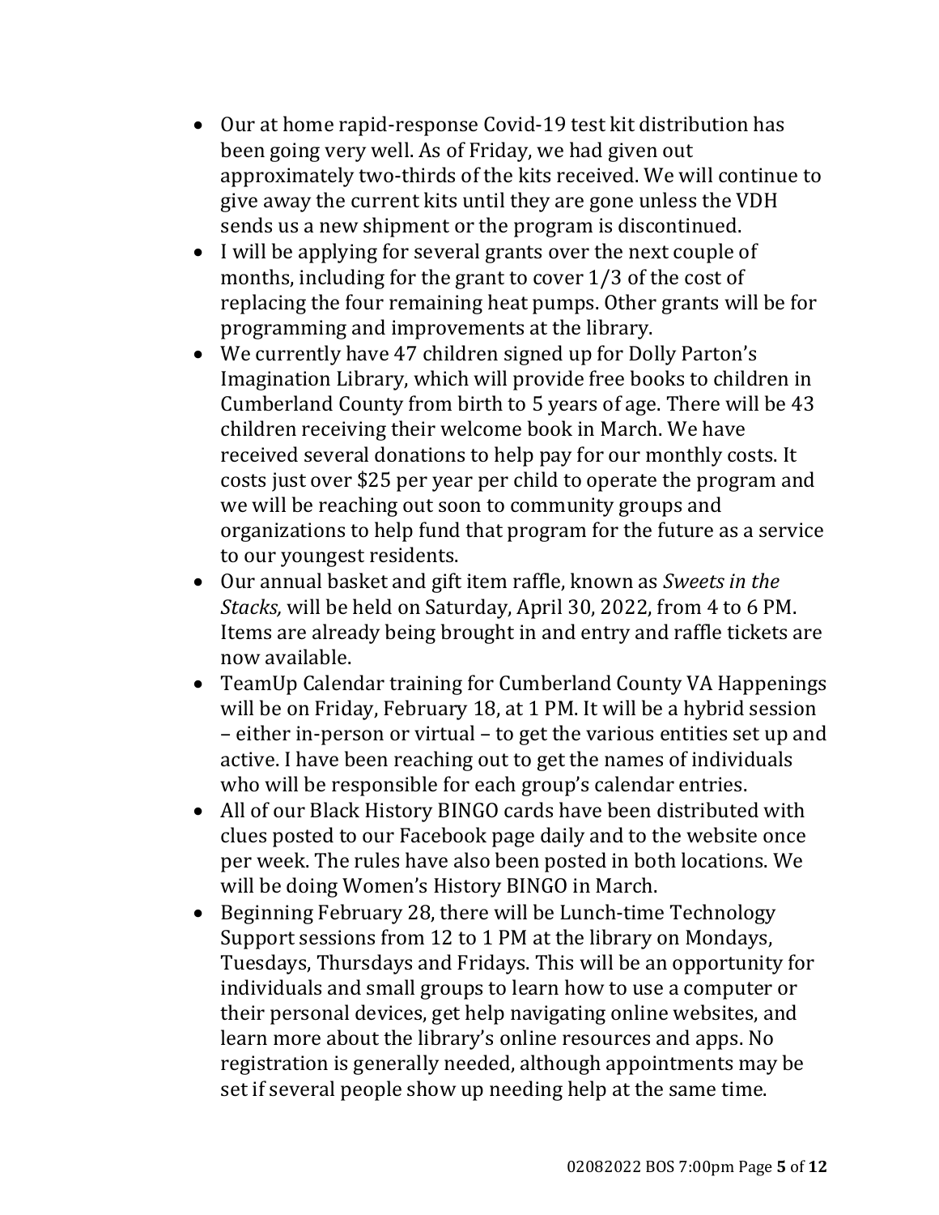- Our at home rapid-response Covid-19 test kit distribution has been going very well. As of Friday, we had given out approximately two-thirds of the kits received. We will continue to give away the current kits until they are gone unless the VDH sends us a new shipment or the program is discontinued.
- I will be applying for several grants over the next couple of months, including for the grant to cover 1/3 of the cost of replacing the four remaining heat pumps. Other grants will be for programming and improvements at the library.
- We currently have 47 children signed up for Dolly Parton's Imagination Library, which will provide free books to children in Cumberland County from birth to 5 years of age. There will be 43 children receiving their welcome book in March. We have received several donations to help pay for our monthly costs. It costs just over $25 per year per child to operate the program and we will be reaching out soon to community groups and organizations to help fund that program for the future as a service to our youngest residents.
- Our annual basket and gift item raffle, known as *Sweets in the Stacks,* will be held on Saturday, April 30, 2022, from 4 to 6 PM. Items are already being brought in and entry and raffle tickets are now available.
- TeamUp Calendar training for Cumberland County VA Happenings will be on Friday, February 18, at 1 PM. It will be a hybrid session – either in-person or virtual – to get the various entities set up and active. I have been reaching out to get the names of individuals who will be responsible for each group's calendar entries.
- All of our Black History BINGO cards have been distributed with clues posted to our Facebook page daily and to the website once per week. The rules have also been posted in both locations. We will be doing Women's History BINGO in March.
- Beginning February 28, there will be Lunch-time Technology Support sessions from 12 to 1 PM at the library on Mondays, Tuesdays, Thursdays and Fridays. This will be an opportunity for individuals and small groups to learn how to use a computer or their personal devices, get help navigating online websites, and learn more about the library's online resources and apps. No registration is generally needed, although appointments may be set if several people show up needing help at the same time.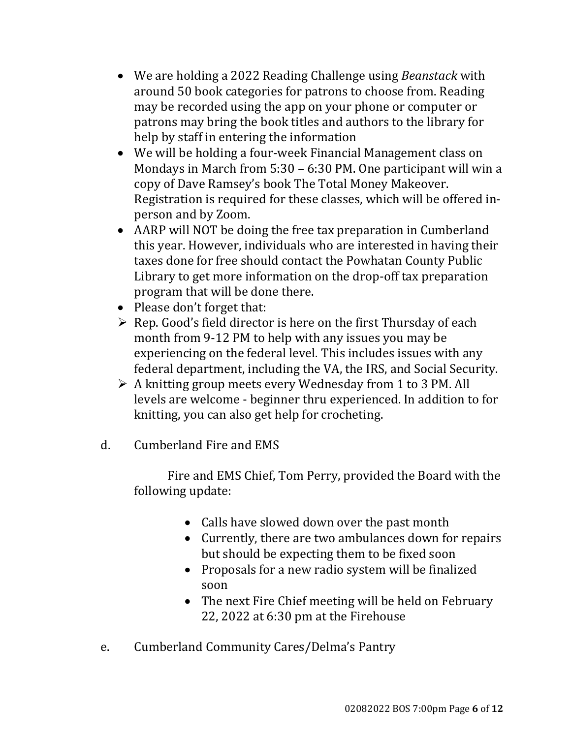- We are holding a 2022 Reading Challenge using *Beanstack* with around 50 book categories for patrons to choose from. Reading may be recorded using the app on your phone or computer or patrons may bring the book titles and authors to the library for help by staff in entering the information
- We will be holding a four-week Financial Management class on Mondays in March from 5:30 – 6:30 PM. One participant will win a copy of Dave Ramsey's book The Total Money Makeover. Registration is required for these classes, which will be offered in-person and by Zoom.
- AARP will NOT be doing the free tax preparation in Cumberland this year. However, individuals who are interested in having their taxes done for free should contact the Powhatan County Public Library to get more information on the drop-off tax preparation program that will be done there.
- Please don't forget that:
  - Rep. Good's field director is here on the first Thursday of each month from 9-12 PM to help with any issues you may be experiencing on the federal level. This includes issues with any federal department, including the VA, the IRS, and Social Security.
  - A knitting group meets every Wednesday from 1 to 3 PM. All levels are welcome - beginner thru experienced. In addition to for knitting, you can also get help for crocheting.

d. Cumberland Fire and EMS

Fire and EMS Chief, Tom Perry, provided the Board with the following update:

- Calls have slowed down over the past month
- Currently, there are two ambulances down for repairs but should be expecting them to be fixed soon
- Proposals for a new radio system will be finalized soon
- The next Fire Chief meeting will be held on February 22, 2022 at 6:30 pm at the Firehouse

e. Cumberland Community Cares/Delma's Pantry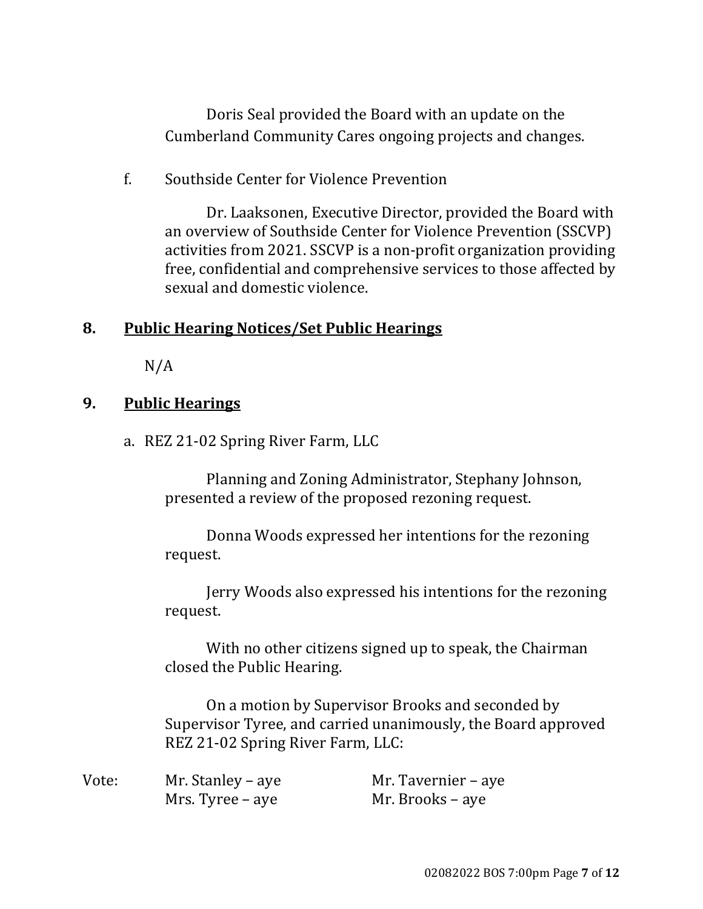Doris Seal provided the Board with an update on the Cumberland Community Cares ongoing projects and changes.

f. Southside Center for Violence Prevention

Dr. Laaksonen, Executive Director, provided the Board with an overview of Southside Center for Violence Prevention (SSCVP) activities from 2021. SSCVP is a non-profit organization providing free, confidential and comprehensive services to those affected by sexual and domestic violence.

## 8. **Public Hearing Notices/Set Public Hearings**

N/A

## 9. **Public Hearings**

a. REZ 21-02 Spring River Farm, LLC

Planning and Zoning Administrator, Stephany Johnson, presented a review of the proposed rezoning request.

Donna Woods expressed her intentions for the rezoning request.

Jerry Woods also expressed his intentions for the rezoning request.

With no other citizens signed up to speak, the Chairman closed the Public Hearing.

On a motion by Supervisor Brooks and seconded by Supervisor Tyree, and carried unanimously, the Board approved REZ 21-02 Spring River Farm, LLC:

Vote: Mr. Stanley – aye  Mr. Tavernier – aye
Mrs. Tyree – aye  Mr. Brooks – aye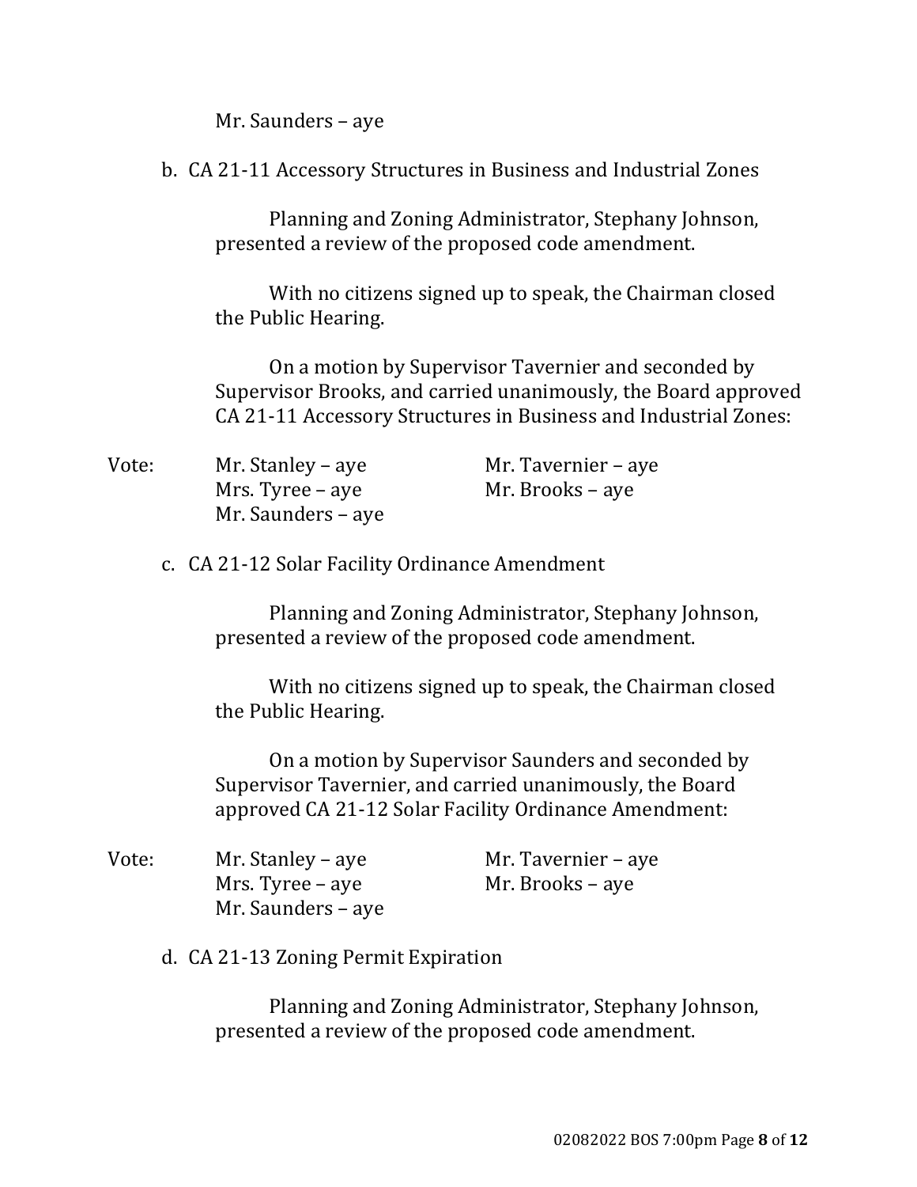Mr. Saunders – aye

b. CA 21-11 Accessory Structures in Business and Industrial Zones

Planning and Zoning Administrator, Stephany Johnson, presented a review of the proposed code amendment.

With no citizens signed up to speak, the Chairman closed the Public Hearing.

On a motion by Supervisor Tavernier and seconded by Supervisor Brooks, and carried unanimously, the Board approved CA 21-11 Accessory Structures in Business and Industrial Zones:

Vote:
Mr. Stanley – aye
Mr. Tavernier – aye
Mrs. Tyree – aye
Mr. Brooks – aye
Mr. Saunders – aye

c. CA 21-12 Solar Facility Ordinance Amendment

Planning and Zoning Administrator, Stephany Johnson, presented a review of the proposed code amendment.

With no citizens signed up to speak, the Chairman closed the Public Hearing.

On a motion by Supervisor Saunders and seconded by Supervisor Tavernier, and carried unanimously, the Board approved CA 21-12 Solar Facility Ordinance Amendment:

Vote:
Mr. Stanley – aye
Mr. Tavernier – aye
Mrs. Tyree – aye
Mr. Brooks – aye
Mr. Saunders – aye

d. CA 21-13 Zoning Permit Expiration

Planning and Zoning Administrator, Stephany Johnson, presented a review of the proposed code amendment.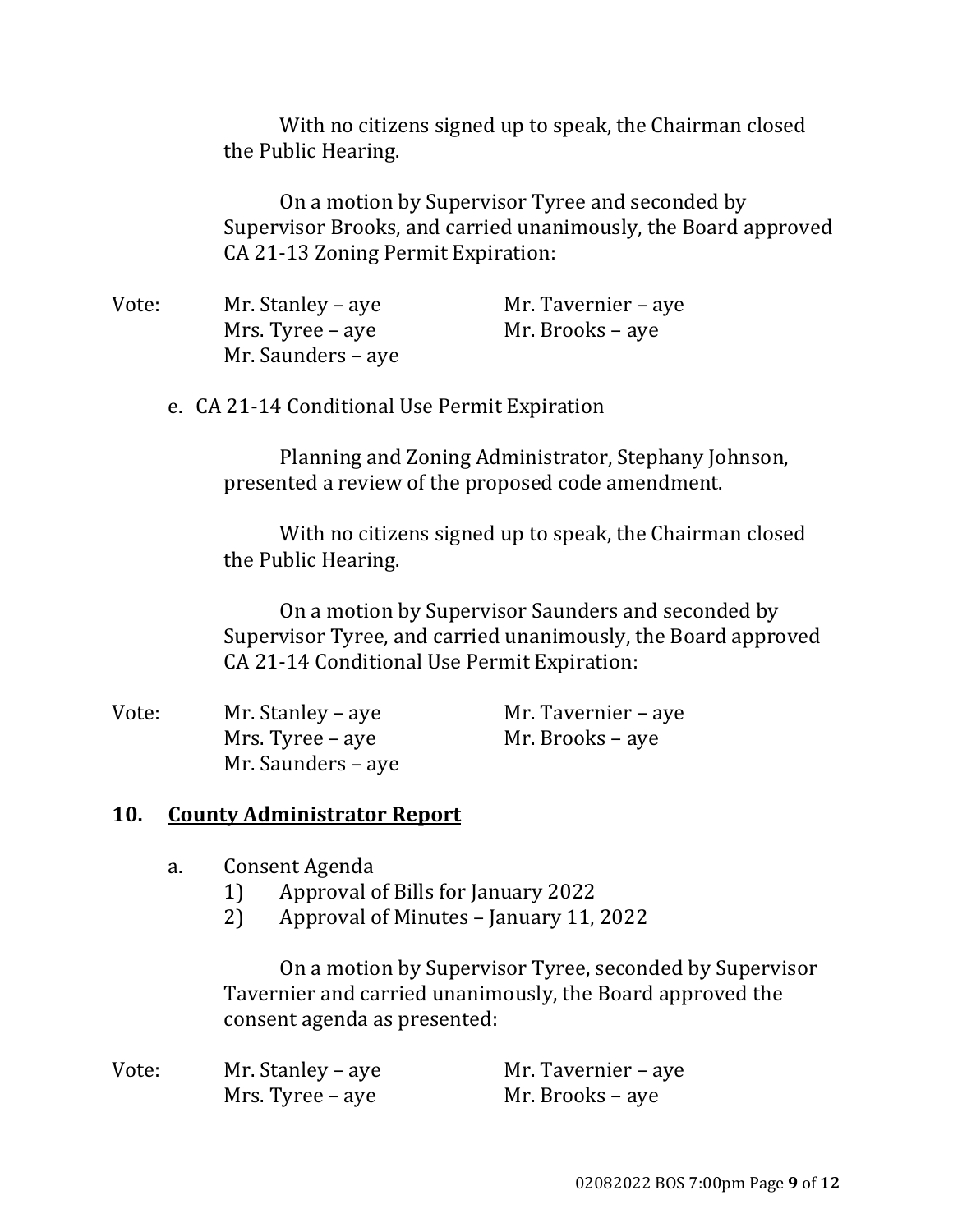With no citizens signed up to speak, the Chairman closed the Public Hearing.

On a motion by Supervisor Tyree and seconded by Supervisor Brooks, and carried unanimously, the Board approved CA 21-13 Zoning Permit Expiration:

Vote:
Mr. Stanley – aye
Mrs. Tyree – aye
Mr. Saunders – aye
Mr. Tavernier – aye
Mr. Brooks – aye

e. CA 21-14 Conditional Use Permit Expiration

Planning and Zoning Administrator, Stephany Johnson, presented a review of the proposed code amendment.

With no citizens signed up to speak, the Chairman closed the Public Hearing.

On a motion by Supervisor Saunders and seconded by Supervisor Tyree, and carried unanimously, the Board approved CA 21-14 Conditional Use Permit Expiration:

Vote:
Mr. Stanley – aye
Mrs. Tyree – aye
Mr. Saunders – aye
Mr. Tavernier – aye
Mr. Brooks – aye

## 10. County Administrator Report

a. Consent Agenda
   1) Approval of Bills for January 2022
   2) Approval of Minutes – January 11, 2022

On a motion by Supervisor Tyree, seconded by Supervisor Tavernier and carried unanimously, the Board approved the consent agenda as presented:

Vote:
Mr. Stanley – aye
Mrs. Tyree – aye
Mr. Tavernier – aye
Mr. Brooks – aye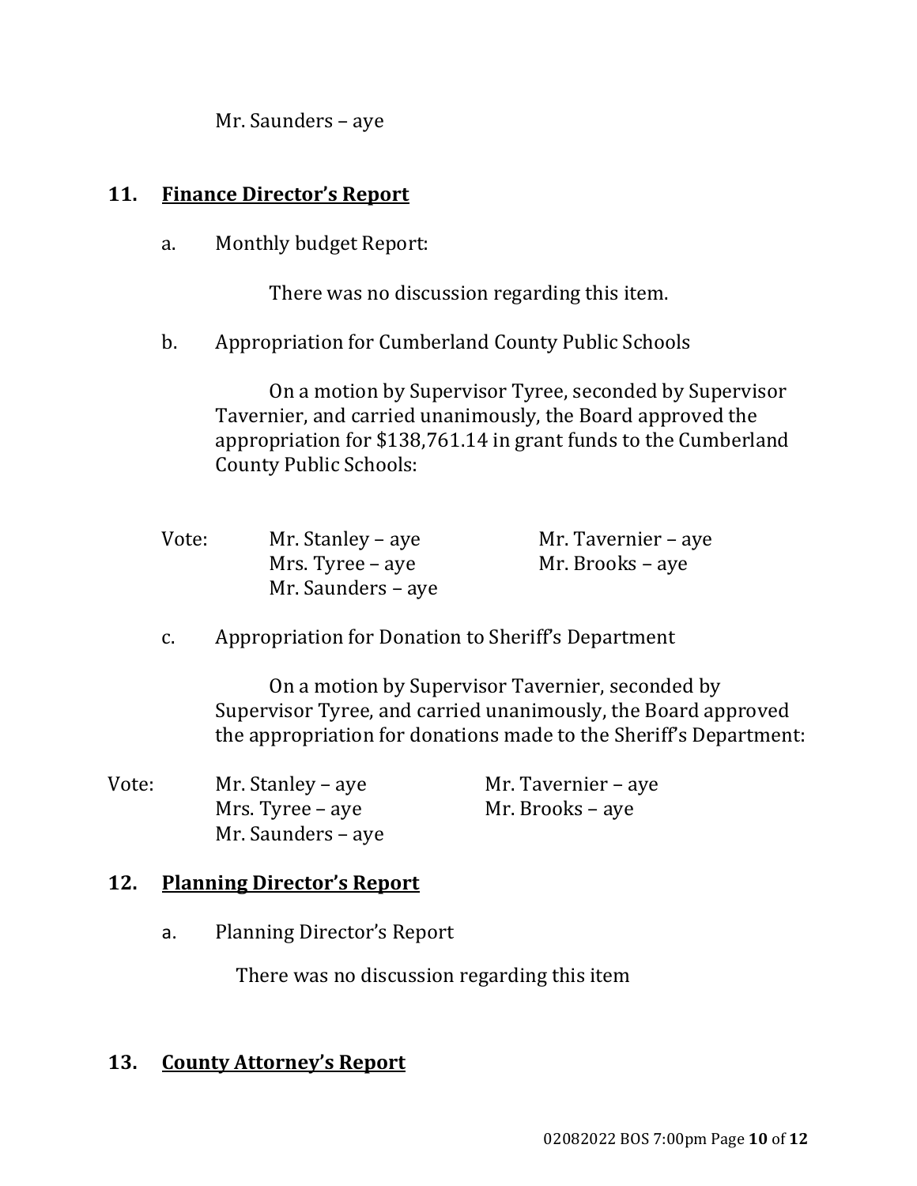Mr. Saunders – aye

## 11. **Finance Director's Report**

a. Monthly budget Report:

There was no discussion regarding this item.

b. Appropriation for Cumberland County Public Schools

On a motion by Supervisor Tyree, seconded by Supervisor Tavernier, and carried unanimously, the Board approved the appropriation for $138,761.14 in grant funds to the Cumberland County Public Schools:

Vote:
Mr. Stanley – aye
Mr. Tavernier – aye
Mrs. Tyree – aye
Mr. Brooks – aye
Mr. Saunders – aye

c. Appropriation for Donation to Sheriff's Department

On a motion by Supervisor Tavernier, seconded by Supervisor Tyree, and carried unanimously, the Board approved the appropriation for donations made to the Sheriff's Department:

Vote:
Mr. Stanley – aye
Mr. Tavernier – aye
Mrs. Tyree – aye
Mr. Brooks – aye
Mr. Saunders – aye

## 12. **Planning Director's Report**

a. Planning Director's Report

There was no discussion regarding this item

## 13. **County Attorney's Report**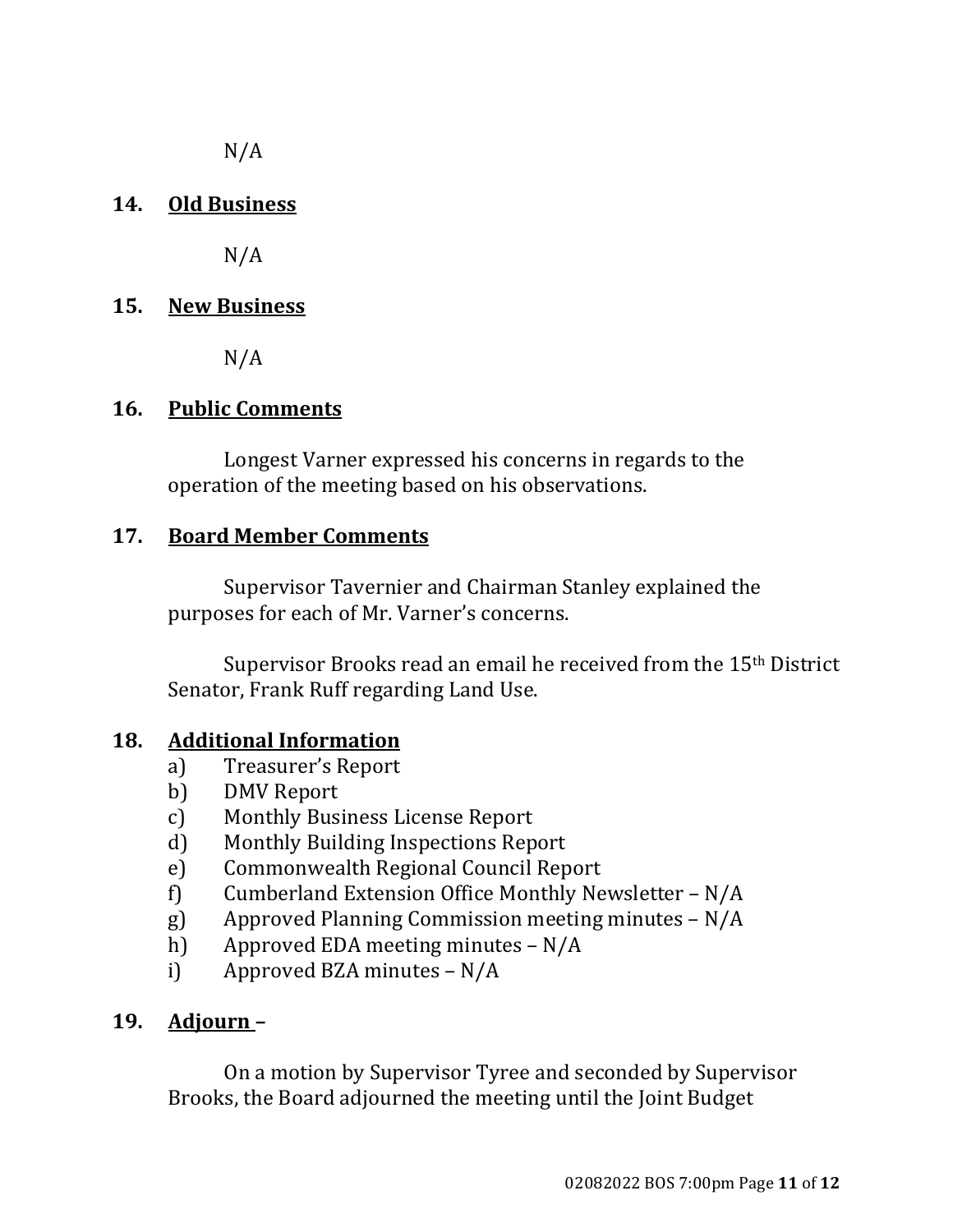N/A

## 14. Old Business

N/A

## 15. New Business

N/A

## 16. Public Comments

Longest Varner expressed his concerns in regards to the operation of the meeting based on his observations.

## 17. Board Member Comments

Supervisor Tavernier and Chairman Stanley explained the purposes for each of Mr. Varner's concerns.

Supervisor Brooks read an email he received from the 15th District Senator, Frank Ruff regarding Land Use.

## 18. Additional Information

a) Treasurer's Report
b) DMV Report
c) Monthly Business License Report
d) Monthly Building Inspections Report
e) Commonwealth Regional Council Report
f) Cumberland Extension Office Monthly Newsletter – N/A
g) Approved Planning Commission meeting minutes – N/A
h) Approved EDA meeting minutes – N/A
i) Approved BZA minutes – N/A

## 19. Adjourn –

On a motion by Supervisor Tyree and seconded by Supervisor Brooks, the Board adjourned the meeting until the Joint Budget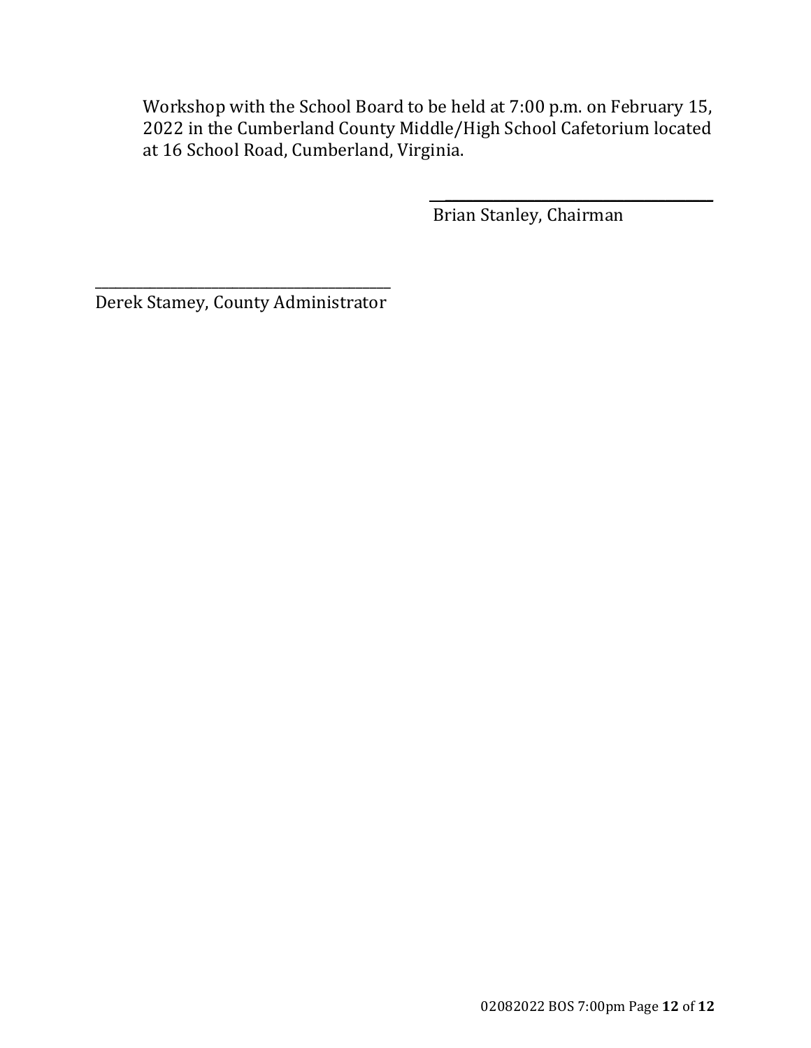Workshop with the School Board to be held at 7:00 p.m. on February 15, 2022 in the Cumberland County Middle/High School Cafetorium located at 16 School Road, Cumberland, Virginia.

\_\_\_\_\_\_\_\_\_\_\_\_\_\_\_\_\_\_\_\_\_\_\_\_\_\_\_\_\_\_\_\_\_\_\_\_\_\_

Brian Stanley, Chairman

\_\_\_\_\_\_\_\_\_\_\_\_\_\_\_\_\_\_\_\_\_\_\_\_\_\_\_\_\_\_\_\_\_\_\_\_\_\_

Derek Stamey, County Administrator